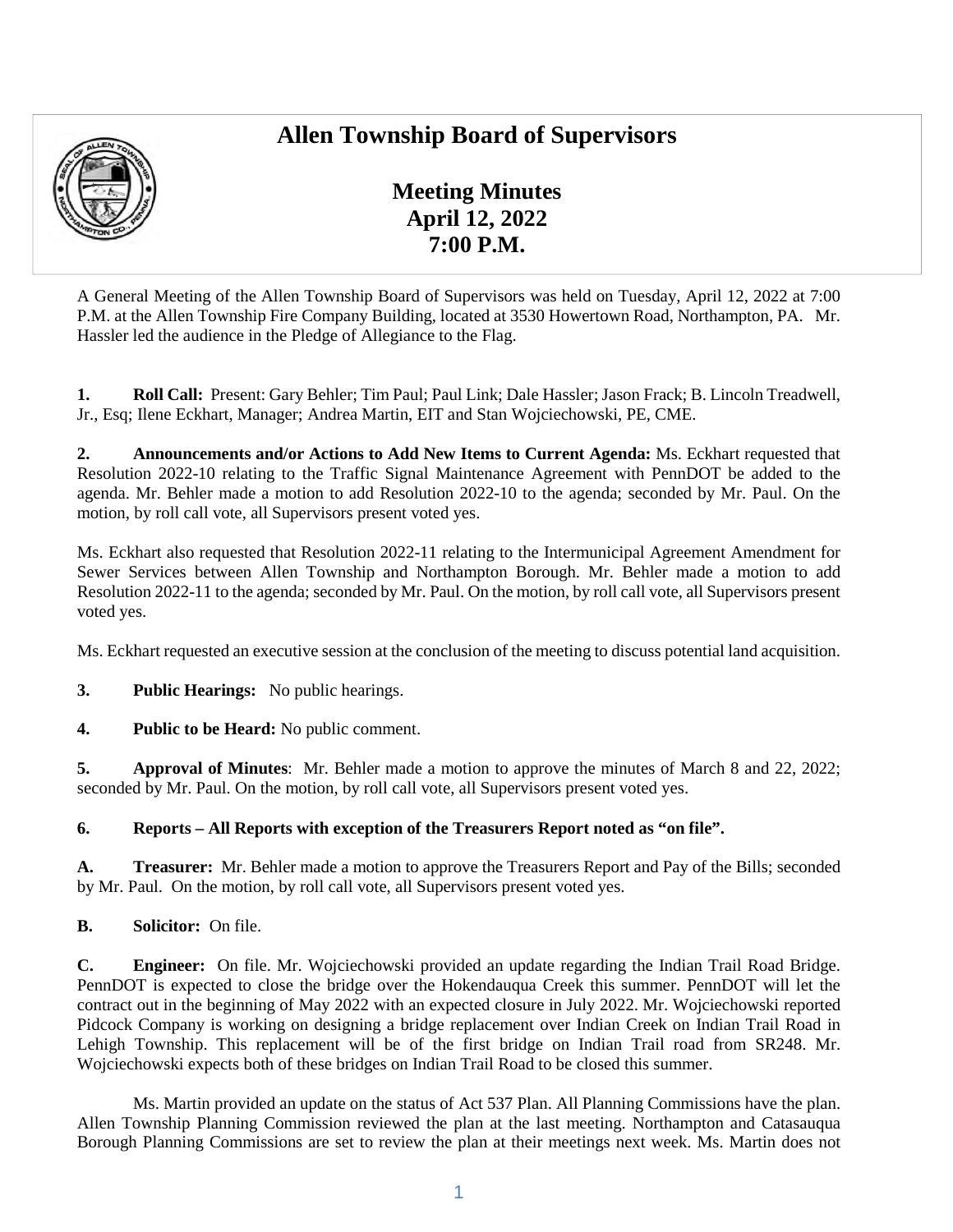# Allen Township Board of Supervisors

## Meeting Minutes
## April 12, 2022
## 7:00 P.M.

A General Meeting of the Allen Township Board of Supervisors was held on Tuesday, April 12, 2022 at 7:00 P.M. at the Allen Township Fire Company Building, located at 3530 Howertown Road, Northampton, PA. Mr. Hassler led the audience in the Pledge of Allegiance to the Flag.

**1. Roll Call:** Present: Gary Behler; Tim Paul; Paul Link; Dale Hassler; Jason Frack; B. Lincoln Treadwell, Jr., Esq; Ilene Eckhart, Manager; Andrea Martin, EIT and Stan Wojciechowski, PE, CME.

**2. Announcements and/or Actions to Add New Items to Current Agenda:** Ms. Eckhart requested that Resolution 2022-10 relating to the Traffic Signal Maintenance Agreement with PennDOT be added to the agenda. Mr. Behler made a motion to add Resolution 2022-10 to the agenda; seconded by Mr. Paul. On the motion, by roll call vote, all Supervisors present voted yes.

Ms. Eckhart also requested that Resolution 2022-11 relating to the Intermunicipal Agreement Amendment for Sewer Services between Allen Township and Northampton Borough. Mr. Behler made a motion to add Resolution 2022-11 to the agenda; seconded by Mr. Paul. On the motion, by roll call vote, all Supervisors present voted yes.

Ms. Eckhart requested an executive session at the conclusion of the meeting to discuss potential land acquisition.

**3. Public Hearings:** No public hearings.

**4. Public to be Heard:** No public comment.

**5. Approval of Minutes**: Mr. Behler made a motion to approve the minutes of March 8 and 22, 2022; seconded by Mr. Paul. On the motion, by roll call vote, all Supervisors present voted yes.

**6. Reports – All Reports with exception of the Treasurers Report noted as "on file".**

**A. Treasurer:** Mr. Behler made a motion to approve the Treasurers Report and Pay of the Bills; seconded by Mr. Paul. On the motion, by roll call vote, all Supervisors present voted yes.

**B. Solicitor:** On file.

**C. Engineer:** On file. Mr. Wojciechowski provided an update regarding the Indian Trail Road Bridge. PennDOT is expected to close the bridge over the Hokendauqua Creek this summer. PennDOT will let the contract out in the beginning of May 2022 with an expected closure in July 2022. Mr. Wojciechowski reported Pidcock Company is working on designing a bridge replacement over Indian Creek on Indian Trail Road in Lehigh Township. This replacement will be of the first bridge on Indian Trail road from SR248. Mr. Wojciechowski expects both of these bridges on Indian Trail Road to be closed this summer.

Ms. Martin provided an update on the status of Act 537 Plan. All Planning Commissions have the plan. Allen Township Planning Commission reviewed the plan at the last meeting. Northampton and Catasauqua Borough Planning Commissions are set to review the plan at their meetings next week. Ms. Martin does not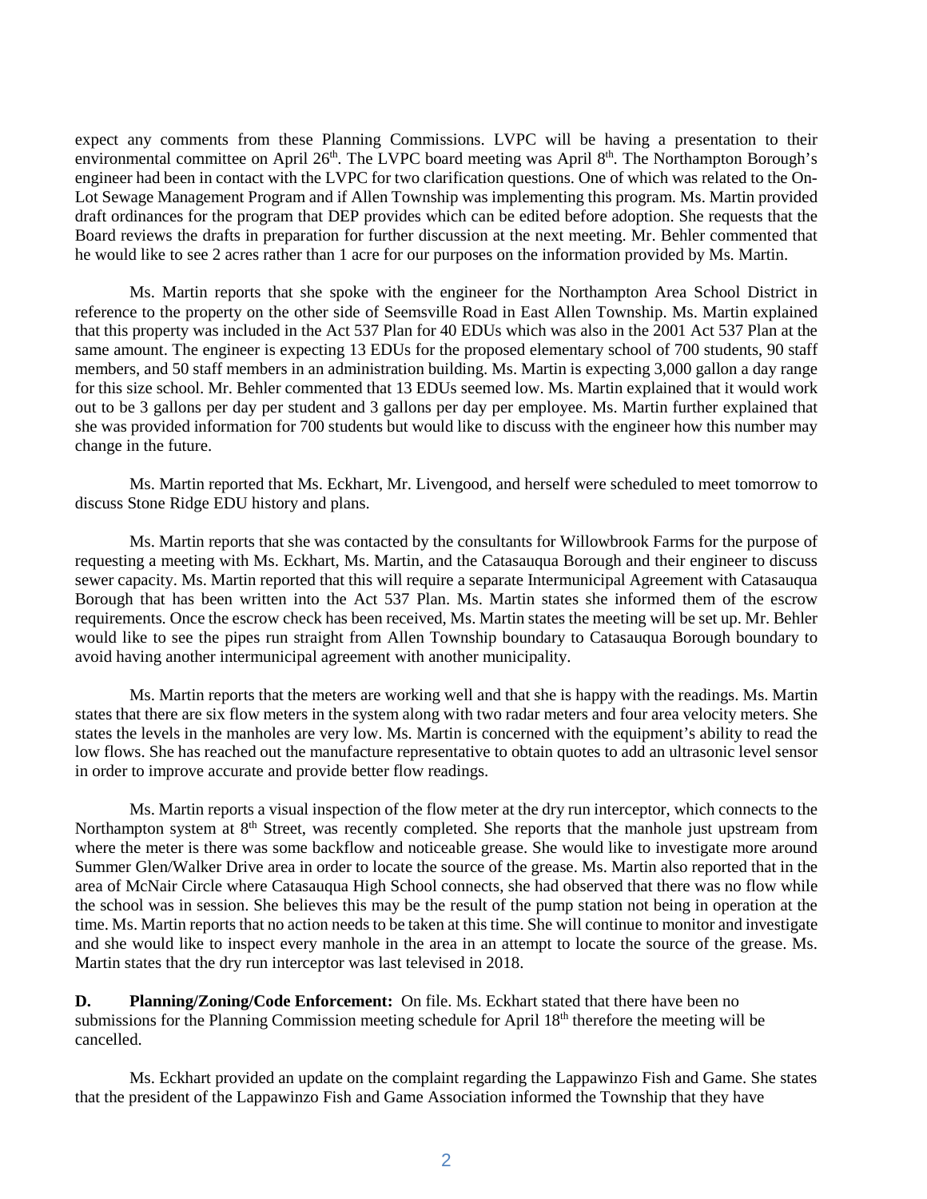expect any comments from these Planning Commissions. LVPC will be having a presentation to their environmental committee on April 26th. The LVPC board meeting was April 8th. The Northampton Borough's engineer had been in contact with the LVPC for two clarification questions. One of which was related to the On-Lot Sewage Management Program and if Allen Township was implementing this program. Ms. Martin provided draft ordinances for the program that DEP provides which can be edited before adoption. She requests that the Board reviews the drafts in preparation for further discussion at the next meeting. Mr. Behler commented that he would like to see 2 acres rather than 1 acre for our purposes on the information provided by Ms. Martin.

Ms. Martin reports that she spoke with the engineer for the Northampton Area School District in reference to the property on the other side of Seemsville Road in East Allen Township. Ms. Martin explained that this property was included in the Act 537 Plan for 40 EDUs which was also in the 2001 Act 537 Plan at the same amount. The engineer is expecting 13 EDUs for the proposed elementary school of 700 students, 90 staff members, and 50 staff members in an administration building. Ms. Martin is expecting 3,000 gallon a day range for this size school. Mr. Behler commented that 13 EDUs seemed low. Ms. Martin explained that it would work out to be 3 gallons per day per student and 3 gallons per day per employee. Ms. Martin further explained that she was provided information for 700 students but would like to discuss with the engineer how this number may change in the future.

Ms. Martin reported that Ms. Eckhart, Mr. Livengood, and herself were scheduled to meet tomorrow to discuss Stone Ridge EDU history and plans.

Ms. Martin reports that she was contacted by the consultants for Willowbrook Farms for the purpose of requesting a meeting with Ms. Eckhart, Ms. Martin, and the Catasauqua Borough and their engineer to discuss sewer capacity. Ms. Martin reported that this will require a separate Intermunicipal Agreement with Catasauqua Borough that has been written into the Act 537 Plan. Ms. Martin states she informed them of the escrow requirements. Once the escrow check has been received, Ms. Martin states the meeting will be set up. Mr. Behler would like to see the pipes run straight from Allen Township boundary to Catasauqua Borough boundary to avoid having another intermunicipal agreement with another municipality.

Ms. Martin reports that the meters are working well and that she is happy with the readings. Ms. Martin states that there are six flow meters in the system along with two radar meters and four area velocity meters. She states the levels in the manholes are very low. Ms. Martin is concerned with the equipment's ability to read the low flows. She has reached out the manufacture representative to obtain quotes to add an ultrasonic level sensor in order to improve accurate and provide better flow readings.

Ms. Martin reports a visual inspection of the flow meter at the dry run interceptor, which connects to the Northampton system at 8th Street, was recently completed. She reports that the manhole just upstream from where the meter is there was some backflow and noticeable grease. She would like to investigate more around Summer Glen/Walker Drive area in order to locate the source of the grease. Ms. Martin also reported that in the area of McNair Circle where Catasauqua High School connects, she had observed that there was no flow while the school was in session. She believes this may be the result of the pump station not being in operation at the time. Ms. Martin reports that no action needs to be taken at this time. She will continue to monitor and investigate and she would like to inspect every manhole in the area in an attempt to locate the source of the grease. Ms. Martin states that the dry run interceptor was last televised in 2018.

**D. Planning/Zoning/Code Enforcement:** On file. Ms. Eckhart stated that there have been no submissions for the Planning Commission meeting schedule for April 18th therefore the meeting will be cancelled.

Ms. Eckhart provided an update on the complaint regarding the Lappawinzo Fish and Game. She states that the president of the Lappawinzo Fish and Game Association informed the Township that they have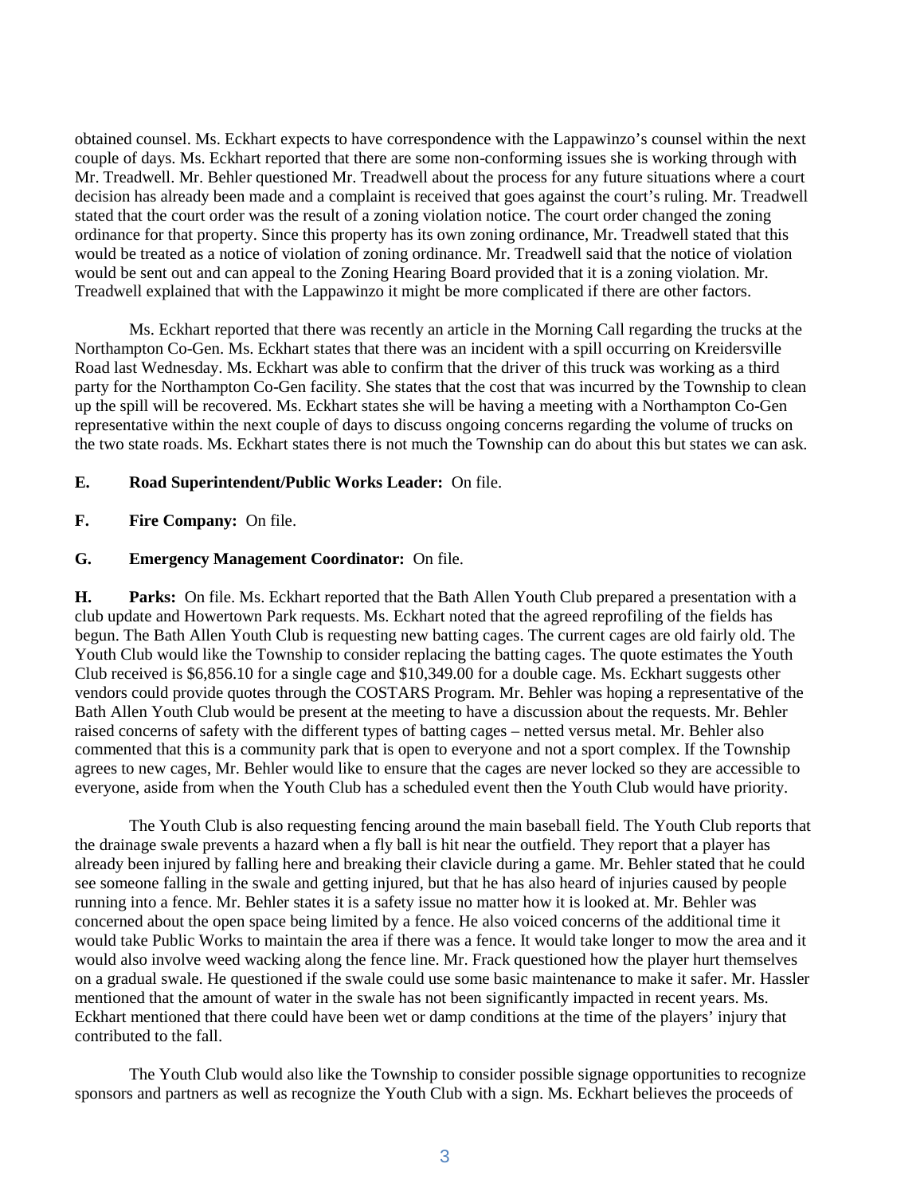obtained counsel. Ms. Eckhart expects to have correspondence with the Lappawinzo's counsel within the next couple of days. Ms. Eckhart reported that there are some non-conforming issues she is working through with Mr. Treadwell. Mr. Behler questioned Mr. Treadwell about the process for any future situations where a court decision has already been made and a complaint is received that goes against the court's ruling. Mr. Treadwell stated that the court order was the result of a zoning violation notice. The court order changed the zoning ordinance for that property. Since this property has its own zoning ordinance, Mr. Treadwell stated that this would be treated as a notice of violation of zoning ordinance. Mr. Treadwell said that the notice of violation would be sent out and can appeal to the Zoning Hearing Board provided that it is a zoning violation. Mr. Treadwell explained that with the Lappawinzo it might be more complicated if there are other factors.

Ms. Eckhart reported that there was recently an article in the Morning Call regarding the trucks at the Northampton Co-Gen. Ms. Eckhart states that there was an incident with a spill occurring on Kreidersville Road last Wednesday. Ms. Eckhart was able to confirm that the driver of this truck was working as a third party for the Northampton Co-Gen facility. She states that the cost that was incurred by the Township to clean up the spill will be recovered. Ms. Eckhart states she will be having a meeting with a Northampton Co-Gen representative within the next couple of days to discuss ongoing concerns regarding the volume of trucks on the two state roads. Ms. Eckhart states there is not much the Township can do about this but states we can ask.

**E. Road Superintendent/Public Works Leader:** On file.

**F. Fire Company:** On file.

**G. Emergency Management Coordinator:** On file.

**H. Parks:** On file. Ms. Eckhart reported that the Bath Allen Youth Club prepared a presentation with a club update and Howertown Park requests. Ms. Eckhart noted that the agreed reprofiling of the fields has begun. The Bath Allen Youth Club is requesting new batting cages. The current cages are old fairly old. The Youth Club would like the Township to consider replacing the batting cages. The quote estimates the Youth Club received is $6,856.10 for a single cage and $10,349.00 for a double cage. Ms. Eckhart suggests other vendors could provide quotes through the COSTARS Program. Mr. Behler was hoping a representative of the Bath Allen Youth Club would be present at the meeting to have a discussion about the requests. Mr. Behler raised concerns of safety with the different types of batting cages – netted versus metal. Mr. Behler also commented that this is a community park that is open to everyone and not a sport complex. If the Township agrees to new cages, Mr. Behler would like to ensure that the cages are never locked so they are accessible to everyone, aside from when the Youth Club has a scheduled event then the Youth Club would have priority.

The Youth Club is also requesting fencing around the main baseball field. The Youth Club reports that the drainage swale prevents a hazard when a fly ball is hit near the outfield. They report that a player has already been injured by falling here and breaking their clavicle during a game. Mr. Behler stated that he could see someone falling in the swale and getting injured, but that he has also heard of injuries caused by people running into a fence. Mr. Behler states it is a safety issue no matter how it is looked at. Mr. Behler was concerned about the open space being limited by a fence. He also voiced concerns of the additional time it would take Public Works to maintain the area if there was a fence. It would take longer to mow the area and it would also involve weed wacking along the fence line. Mr. Frack questioned how the player hurt themselves on a gradual swale. He questioned if the swale could use some basic maintenance to make it safer. Mr. Hassler mentioned that the amount of water in the swale has not been significantly impacted in recent years. Ms. Eckhart mentioned that there could have been wet or damp conditions at the time of the players' injury that contributed to the fall.

The Youth Club would also like the Township to consider possible signage opportunities to recognize sponsors and partners as well as recognize the Youth Club with a sign. Ms. Eckhart believes the proceeds of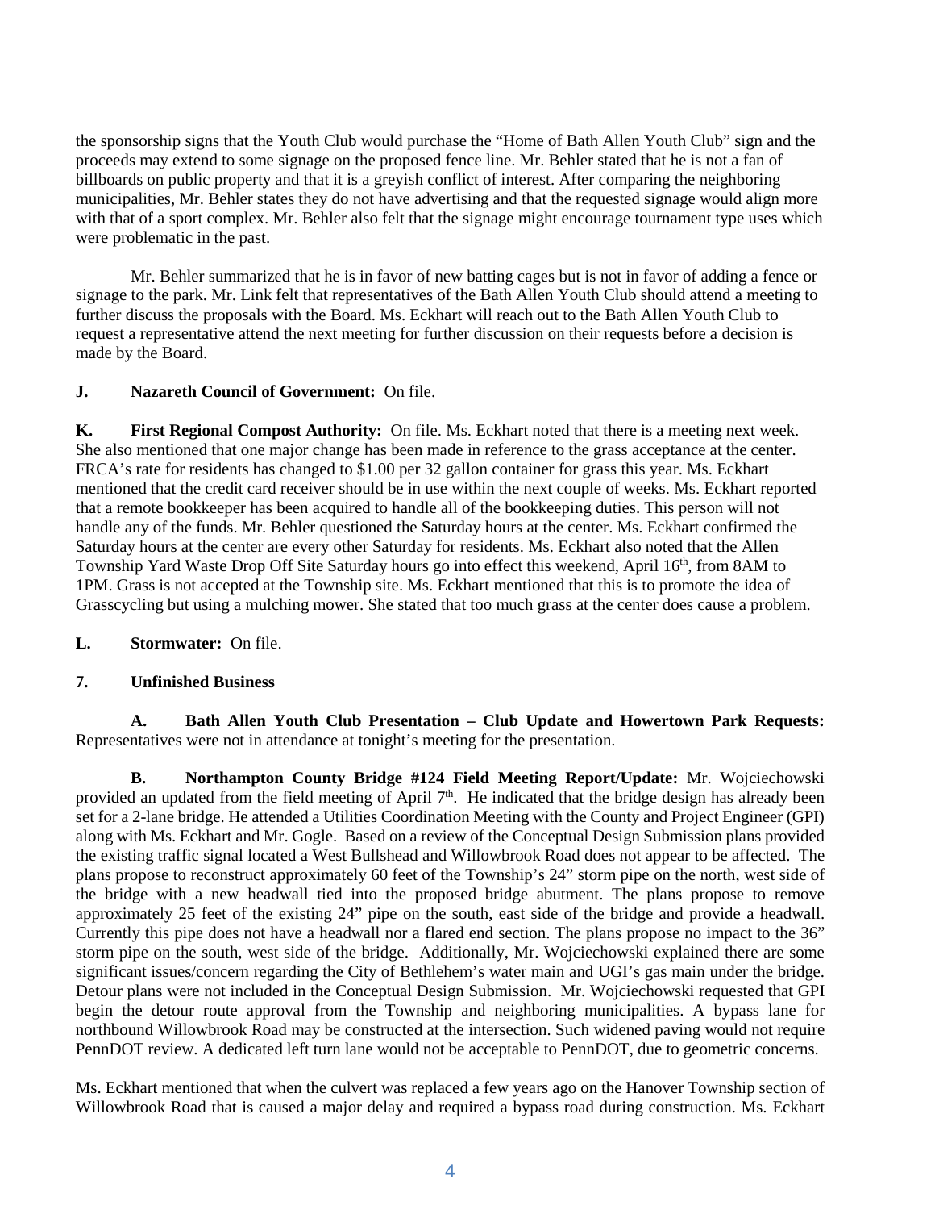the sponsorship signs that the Youth Club would purchase the "Home of Bath Allen Youth Club" sign and the proceeds may extend to some signage on the proposed fence line. Mr. Behler stated that he is not a fan of billboards on public property and that it is a greyish conflict of interest. After comparing the neighboring municipalities, Mr. Behler states they do not have advertising and that the requested signage would align more with that of a sport complex. Mr. Behler also felt that the signage might encourage tournament type uses which were problematic in the past.

Mr. Behler summarized that he is in favor of new batting cages but is not in favor of adding a fence or signage to the park. Mr. Link felt that representatives of the Bath Allen Youth Club should attend a meeting to further discuss the proposals with the Board. Ms. Eckhart will reach out to the Bath Allen Youth Club to request a representative attend the next meeting for further discussion on their requests before a decision is made by the Board.

**J. Nazareth Council of Government:** On file.

**K. First Regional Compost Authority:** On file. Ms. Eckhart noted that there is a meeting next week. She also mentioned that one major change has been made in reference to the grass acceptance at the center. FRCA's rate for residents has changed to $1.00 per 32 gallon container for grass this year. Ms. Eckhart mentioned that the credit card receiver should be in use within the next couple of weeks. Ms. Eckhart reported that a remote bookkeeper has been acquired to handle all of the bookkeeping duties. This person will not handle any of the funds. Mr. Behler questioned the Saturday hours at the center. Ms. Eckhart confirmed the Saturday hours at the center are every other Saturday for residents. Ms. Eckhart also noted that the Allen Township Yard Waste Drop Off Site Saturday hours go into effect this weekend, April 16th, from 8AM to 1PM. Grass is not accepted at the Township site. Ms. Eckhart mentioned that this is to promote the idea of Grasscycling but using a mulching mower. She stated that too much grass at the center does cause a problem.

**L. Stormwater:** On file.

**7. Unfinished Business**

**A. Bath Allen Youth Club Presentation – Club Update and Howertown Park Requests:** Representatives were not in attendance at tonight's meeting for the presentation.

**B. Northampton County Bridge #124 Field Meeting Report/Update:** Mr. Wojciechowski provided an updated from the field meeting of April 7th. He indicated that the bridge design has already been set for a 2-lane bridge. He attended a Utilities Coordination Meeting with the County and Project Engineer (GPI) along with Ms. Eckhart and Mr. Gogle. Based on a review of the Conceptual Design Submission plans provided the existing traffic signal located a West Bullshead and Willowbrook Road does not appear to be affected. The plans propose to reconstruct approximately 60 feet of the Township's 24" storm pipe on the north, west side of the bridge with a new headwall tied into the proposed bridge abutment. The plans propose to remove approximately 25 feet of the existing 24" pipe on the south, east side of the bridge and provide a headwall. Currently this pipe does not have a headwall nor a flared end section. The plans propose no impact to the 36" storm pipe on the south, west side of the bridge. Additionally, Mr. Wojciechowski explained there are some significant issues/concern regarding the City of Bethlehem's water main and UGI's gas main under the bridge. Detour plans were not included in the Conceptual Design Submission. Mr. Wojciechowski requested that GPI begin the detour route approval from the Township and neighboring municipalities. A bypass lane for northbound Willowbrook Road may be constructed at the intersection. Such widened paving would not require PennDOT review. A dedicated left turn lane would not be acceptable to PennDOT, due to geometric concerns.

Ms. Eckhart mentioned that when the culvert was replaced a few years ago on the Hanover Township section of Willowbrook Road that is caused a major delay and required a bypass road during construction. Ms. Eckhart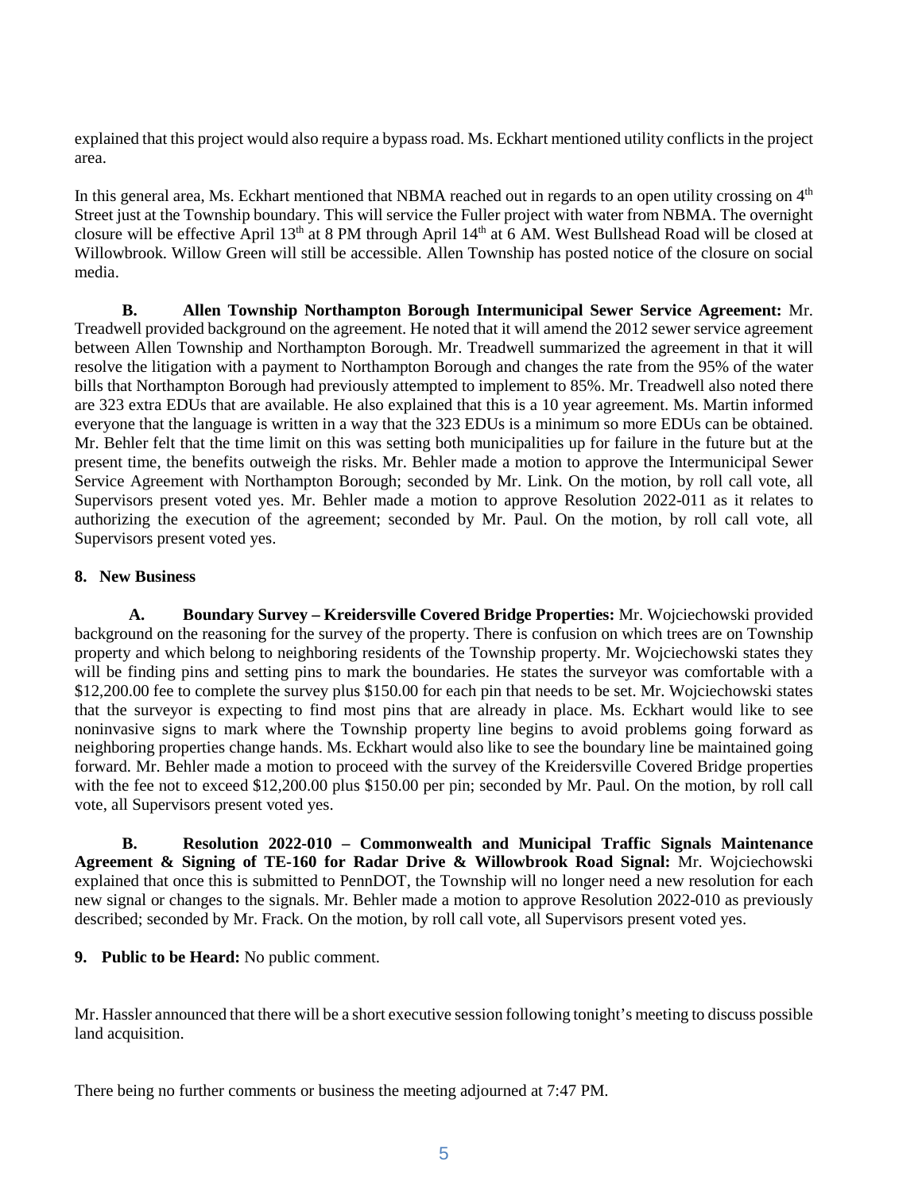explained that this project would also require a bypass road. Ms. Eckhart mentioned utility conflicts in the project area.

In this general area, Ms. Eckhart mentioned that NBMA reached out in regards to an open utility crossing on 4th Street just at the Township boundary. This will service the Fuller project with water from NBMA. The overnight closure will be effective April 13th at 8 PM through April 14th at 6 AM. West Bullshead Road will be closed at Willowbrook. Willow Green will still be accessible. Allen Township has posted notice of the closure on social media.

**B. Allen Township Northampton Borough Intermunicipal Sewer Service Agreement:** Mr. Treadwell provided background on the agreement. He noted that it will amend the 2012 sewer service agreement between Allen Township and Northampton Borough. Mr. Treadwell summarized the agreement in that it will resolve the litigation with a payment to Northampton Borough and changes the rate from the 95% of the water bills that Northampton Borough had previously attempted to implement to 85%. Mr. Treadwell also noted there are 323 extra EDUs that are available. He also explained that this is a 10 year agreement. Ms. Martin informed everyone that the language is written in a way that the 323 EDUs is a minimum so more EDUs can be obtained. Mr. Behler felt that the time limit on this was setting both municipalities up for failure in the future but at the present time, the benefits outweigh the risks. Mr. Behler made a motion to approve the Intermunicipal Sewer Service Agreement with Northampton Borough; seconded by Mr. Link. On the motion, by roll call vote, all Supervisors present voted yes. Mr. Behler made a motion to approve Resolution 2022-011 as it relates to authorizing the execution of the agreement; seconded by Mr. Paul. On the motion, by roll call vote, all Supervisors present voted yes.

**8. New Business**

**A. Boundary Survey – Kreidersville Covered Bridge Properties:** Mr. Wojciechowski provided background on the reasoning for the survey of the property. There is confusion on which trees are on Township property and which belong to neighboring residents of the Township property. Mr. Wojciechowski states they will be finding pins and setting pins to mark the boundaries. He states the surveyor was comfortable with a $12,200.00 fee to complete the survey plus $150.00 for each pin that needs to be set. Mr. Wojciechowski states that the surveyor is expecting to find most pins that are already in place. Ms. Eckhart would like to see noninvasive signs to mark where the Township property line begins to avoid problems going forward as neighboring properties change hands. Ms. Eckhart would also like to see the boundary line be maintained going forward. Mr. Behler made a motion to proceed with the survey of the Kreidersville Covered Bridge properties with the fee not to exceed $12,200.00 plus $150.00 per pin; seconded by Mr. Paul. On the motion, by roll call vote, all Supervisors present voted yes.

**B. Resolution 2022-010 – Commonwealth and Municipal Traffic Signals Maintenance Agreement & Signing of TE-160 for Radar Drive & Willowbrook Road Signal:** Mr. Wojciechowski explained that once this is submitted to PennDOT, the Township will no longer need a new resolution for each new signal or changes to the signals. Mr. Behler made a motion to approve Resolution 2022-010 as previously described; seconded by Mr. Frack. On the motion, by roll call vote, all Supervisors present voted yes.

**9. Public to be Heard:** No public comment.

Mr. Hassler announced that there will be a short executive session following tonight's meeting to discuss possible land acquisition.

There being no further comments or business the meeting adjourned at 7:47 PM.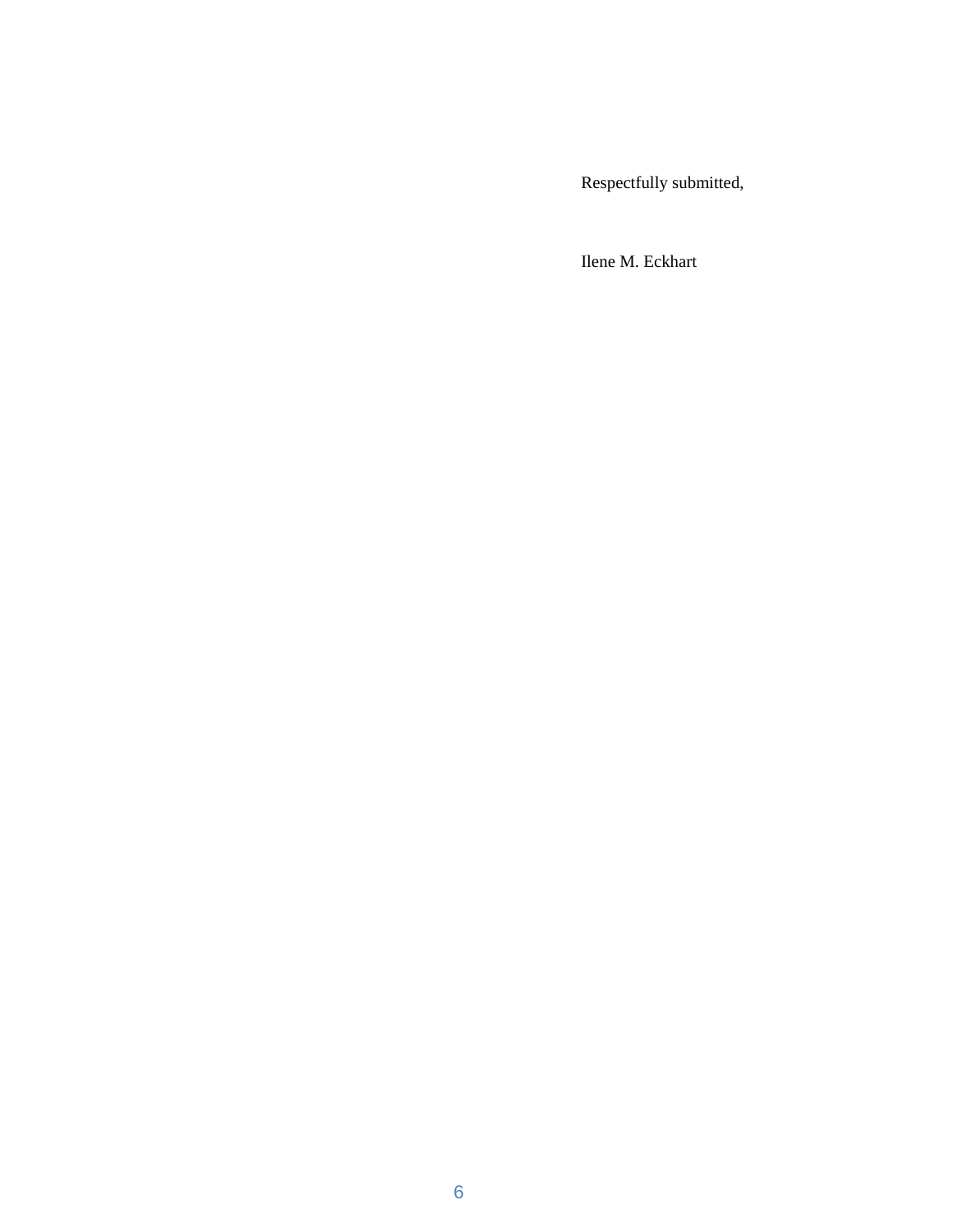Respectfully submitted,

Ilene M. Eckhart